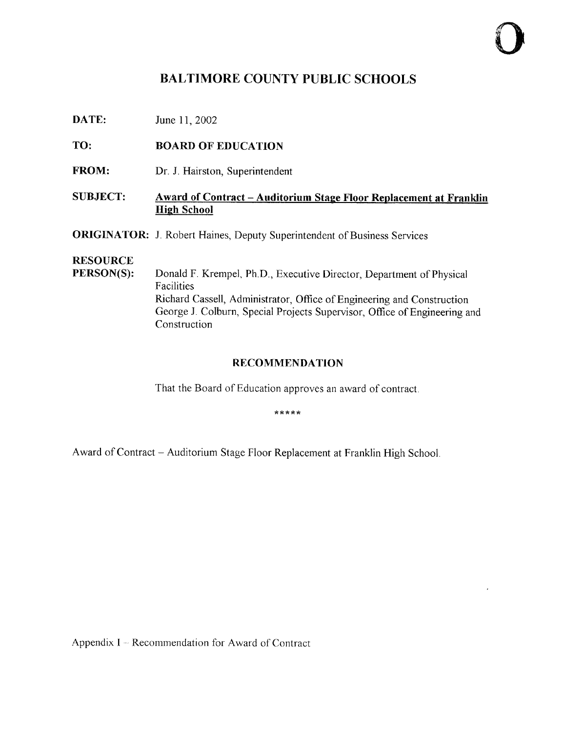# BALTIMORE COUNTY PUBLIC SCHOOLS

**DATE:** June 11, 2002

**TO:** **BOARD OF EDUCATION**

**FROM:** Dr. J. Hairston, Superintendent

**SUBJECT:** **Award of Contract – Auditorium Stage Floor Replacement at Franklin High School**

**ORIGINATOR:** J. Robert Haines, Deputy Superintendent of Business Services

**RESOURCE PERSON(S):** Donald F. Krempel, Ph.D., Executive Director, Department of Physical Facilities
Richard Cassell, Administrator, Office of Engineering and Construction
George J. Colburn, Special Projects Supervisor, Office of Engineering and Construction

## RECOMMENDATION

That the Board of Education approves an award of contract.

*****

Award of Contract – Auditorium Stage Floor Replacement at Franklin High School.

Appendix I – Recommendation for Award of Contract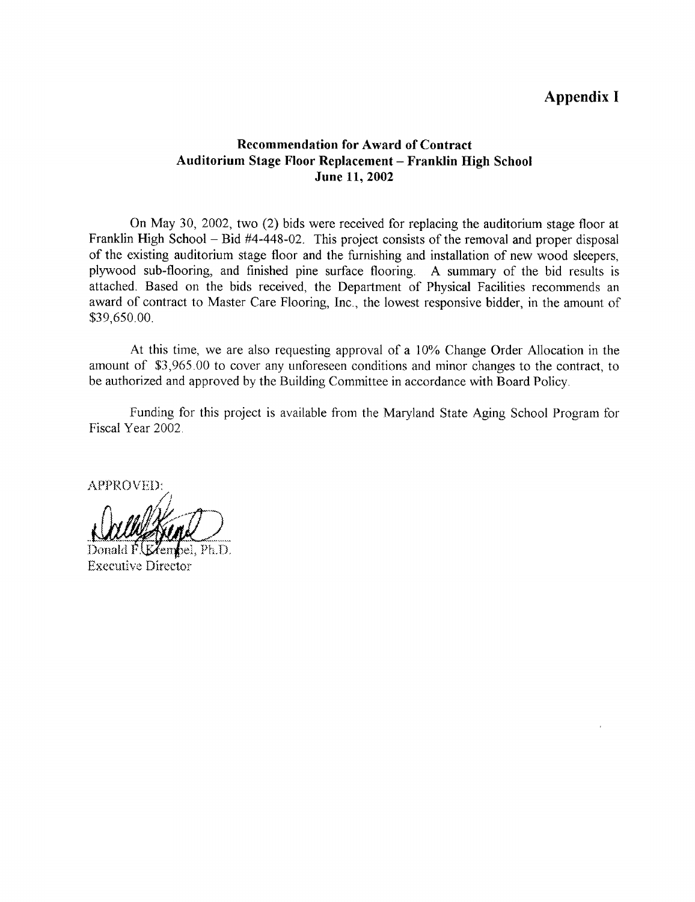# Appendix I

**Recommendation for Award of Contract**
**Auditorium Stage Floor Replacement – Franklin High School**
**June 11, 2002**

On May 30, 2002, two (2) bids were received for replacing the auditorium stage floor at Franklin High School – Bid #4-448-02. This project consists of the removal and proper disposal of the existing auditorium stage floor and the furnishing and installation of new wood sleepers, plywood sub-flooring, and finished pine surface flooring. A summary of the bid results is attached. Based on the bids received, the Department of Physical Facilities recommends an award of contract to Master Care Flooring, Inc., the lowest responsive bidder, in the amount of $39,650.00.

At this time, we are also requesting approval of a 10% Change Order Allocation in the amount of $3,965.00 to cover any unforeseen conditions and minor changes to the contract, to be authorized and approved by the Building Committee in accordance with Board Policy.

Funding for this project is available from the Maryland State Aging School Program for Fiscal Year 2002.

APPROVED:

Donald F. Krempel, Ph.D.
Executive Director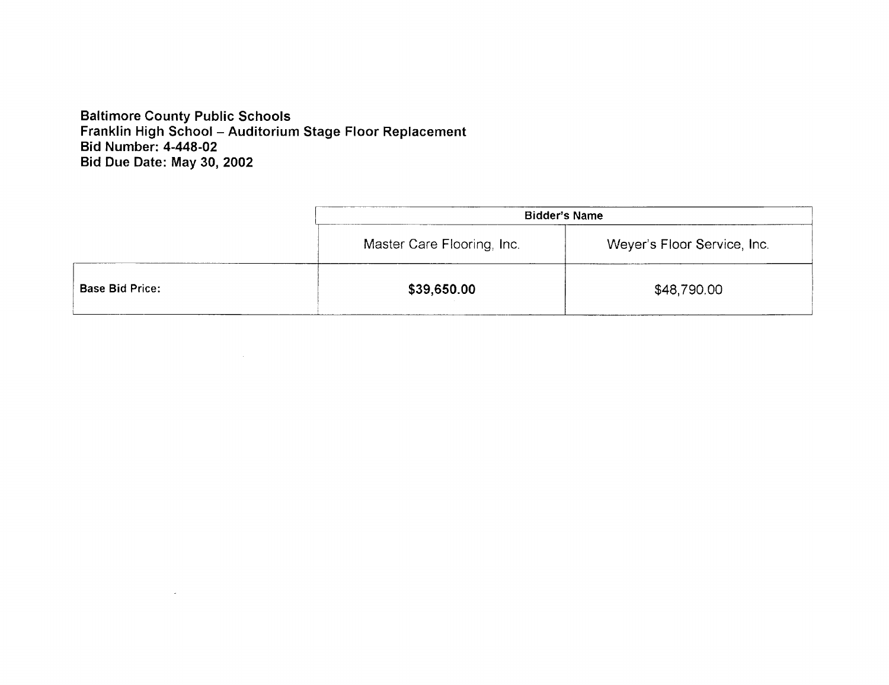**Baltimore County Public Schools**
**Franklin High School – Auditorium Stage Floor Replacement**
**Bid Number: 4-448-02**
**Bid Due Date: May 30, 2002**

| | Bidder's Name | |
|---|---|---|
| | Master Care Flooring, Inc. | Weyer's Floor Service, Inc. |
| **Base Bid Price:** | **$39,650.00** | $48,790.00 |